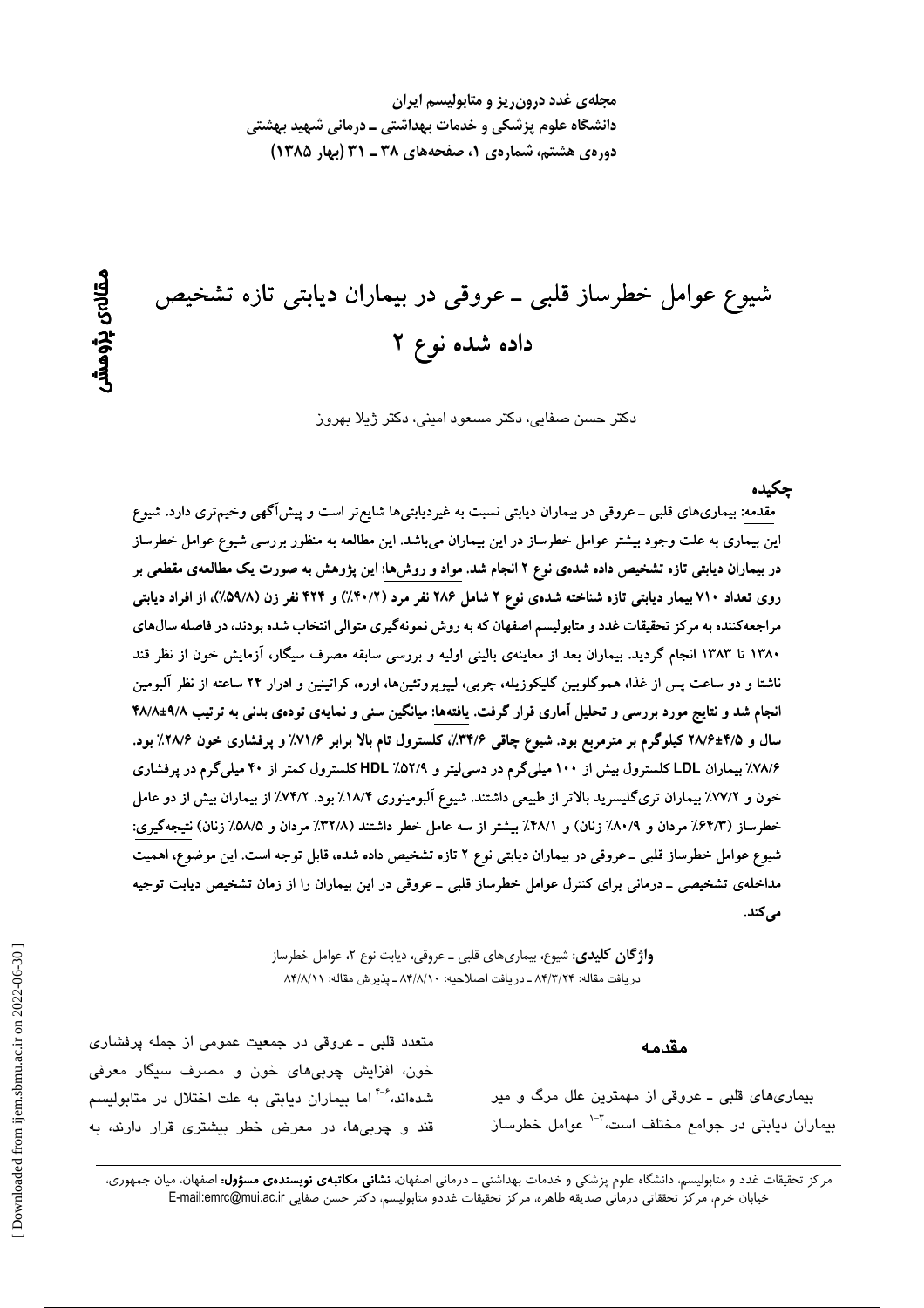مجله‌ی غدد درون‌ریز و متابولیسم ایران
دانشگاه علوم پزشکی و خدمات بهداشتی ـ درمانی شهید بهشتی
دوره‌ی هشتم، شماره‌ی ۱، صفحه‌های ۳۸ ـ ۳۱ (بهار ۱۳۸۵)

مقاله‌ی پژوهشی

# شیوع عوامل خطرساز قلبی ـ عروقی در بیماران دیابتی تازه تشخیص داده شده نوع ۲

دکتر حسن صفایی، دکتر مسعود امینی، دکتر ژیلا بهروز

## چکیده

مقدمه: بیماری‌های قلبی ـ عروقی در بیماران دیابتی نسبت به غیردیابتی‌ها شایع‌تر است و پیش‌آگهی وخیم‌تری دارد. شیوع این بیماری به علت وجود بیشتر عوامل خطرساز در این بیماران می‌باشد. این مطالعه به منظور بررسی شیوع عوامل خطرساز **در بیماران دیابتی تازه تشخیص داده شده‌ی نوع ۲ انجام شد. مواد و روش‌ها: این پژوهش به صورت یک مطالعه‌ی مقطعی بر روی تعداد ۷۱۰ بیمار دیابتی تازه شناخته شده‌ی نوع ۲ شامل ۲۸۶ نفر مرد (۴۰/۲٪) و ۴۲۴ نفر زن (۵۹/۸٪)، از افراد دیابتی مراجعه‌کننده به مرکز تحقیقات غدد و متابولیسم اصفهان که به روش نمونه‌گیری متوالی انتخاب شده بودند، در فاصله سال‌های ۱۳۸۰ تا ۱۳۸۳ انجام گردید. بیماران بعد از معاینه‌ی بالینی اولیه و بررسی سابقه مصرف سیگار، آزمایش خون از نظر قند ناشتا و دو ساعت پس از غذا، هموگلوبین گلیکوزیله، چربی، لیپوپروتئین‌ها، اوره، کراتینین و ادرار ۲۴ ساعته از نظر آلبومین انجام شد و نتایج مورد بررسی و تحلیل آماری قرار گرفت. یافته‌ها: میانگین سنی و نمایه‌ی توده‌ی بدنی به ترتیب ۹/۸±۴۸/۸ سال و ۴/۵±۲۸/۶ کیلوگرم بر مترمربع بود. شیوع چاقی ۳۴/۶٪، کلسترول تام بالا برابر ۷۱/۶٪ و پرفشاری خون ۲۸/۶٪ بود.** ۷۸/۶٪ بیماران LDL کلسترول بیش از ۱۰۰ میلی‌گرم در دسی‌لیتر و ۵۲/۹٪ HDL کلسترول کمتر از ۴۰ میلی‌گرم در پرفشاری خون و ۷۷/۲٪ بیماران تری‌گلیسرید بالاتر از طبیعی داشتند. شیوع آلبومینوری ۱۸/۴٪ بود. ۷۴/۲٪ از بیماران بیش از دو عامل خطرساز (۶۴/۳٪ مردان و ۸۰/۹٪ زنان) و ۴۸/۱٪ بیشتر از سه عامل خطر داشتند (۳۲/۸٪ مردان و ۵۸/۵٪ زنان) نتیجه‌گیری: شیوع عوامل خطرساز قلبی ـ عروقی در بیماران دیابتی نوع ۲ تازه تشخیص داده شده، قابل توجه است. این موضوع، اهمیت مداخله‌ی تشخیصی ـ درمانی برای کنترل عوامل خطرساز قلبی ـ عروقی در این بیماران را از زمان تشخیص دیابت توجیه می‌کند.

**واژگان کلیدی:** شیوع، بیماری‌های قلبی ـ عروقی، دیابت نوع ۲، عوامل خطرساز
دریافت مقاله: ۸۴/۳/۲۴ ـ دریافت اصلاحیه: ۸۴/۸/۱۰ ـ پذیرش مقاله: ۸۴/۸/۱۱

## مقدمه

بیماری‌های قلبی ـ عروقی از مهمترین علل مرگ و میر بیماران دیابتی در جوامع مختلف است،[۱-۳] عوامل خطرساز متعدد قلبی ـ عروقی در جمعیت عمومی از جمله پرفشاری خون، افزایش چربی‌های خون و مصرف سیگار معرفی شده‌اند،[۴-۶] اما بیماران دیابتی به علت اختلال در متابولیسم قند و چربی‌ها، در معرض خطر بیشتری قرار دارند، به

---

مرکز تحقیقات غدد و متابولیسم، دانشگاه علوم پزشکی و خدمات بهداشتی ـ درمانی اصفهان، **نشانی مکاتبه‌ی نویسنده‌ی مسؤول:** اصفهان، میان جمهوری، خیابان خرم، مرکز تحققاتی درمانی صدیقه طاهره، مرکز تحقیقات غددو متابولیسم، دکتر حسن صفایی E-mail:emrc@mui.ac.ir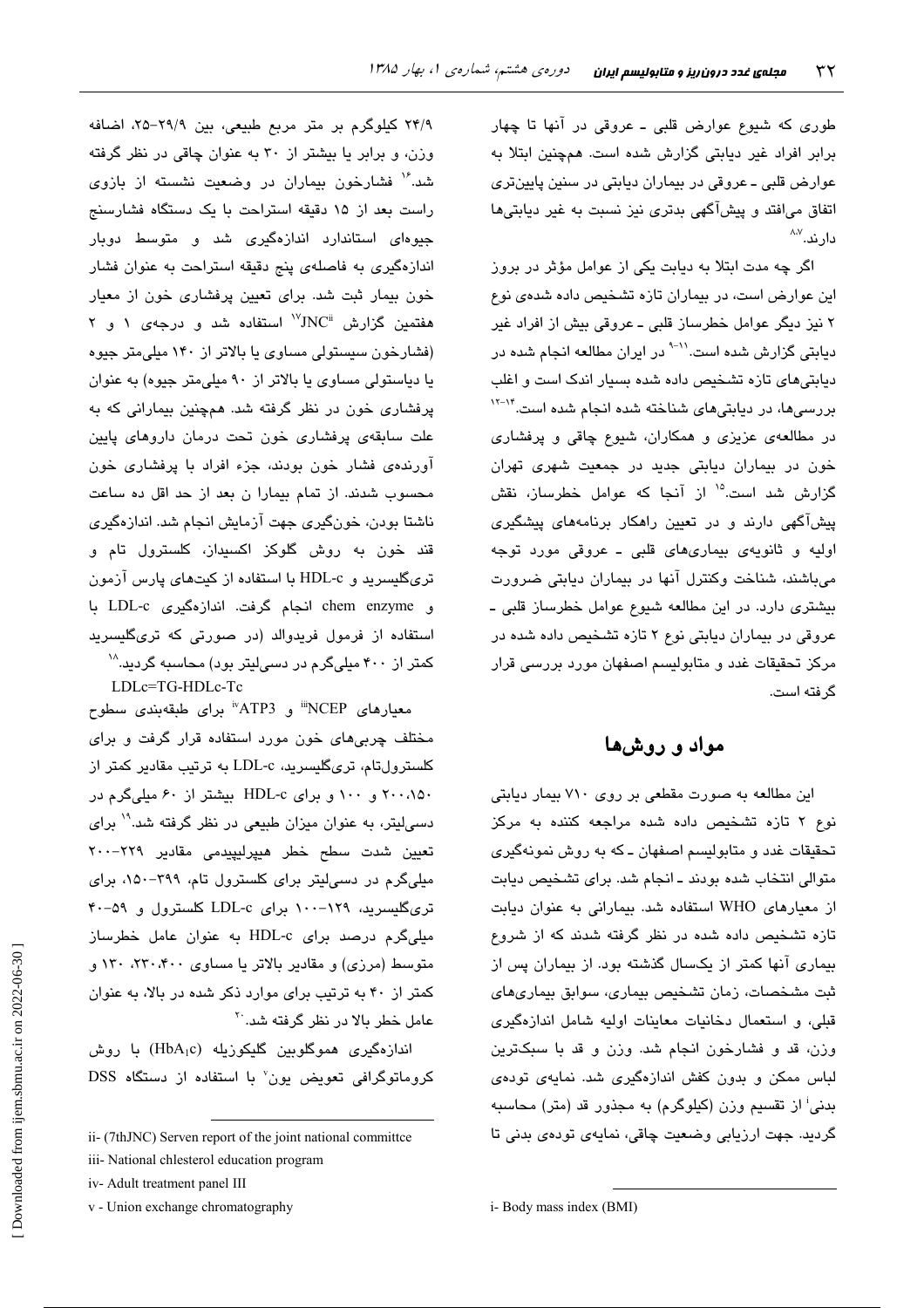طوری که شیوع عوارض قلبی ـ عروقی در آنها تا چهار برابر افراد غیر دیابتی گزارش شده است. همچنین ابتلا به عوارض قلبی ـ عروقی در بیماران دیابتی در سنین پایین‌تری اتفاق می‌افتد و پیش‌آگهی بدتری نیز نسبت به غیر دیابتی‌ها دارند.[۷،۸]

اگر چه مدت ابتلا به دیابت یکی از عوامل مؤثر در بروز این عوارض است، در بیماران تازه تشخیص داده شده‌ی نوع ۲ نیز دیگر عوامل خطرساز قلبی ـ عروقی بیش از افراد غیر دیابتی گزارش شده است.[۹-۱۱] در ایران مطالعه انجام شده در دیابتی‌های تازه تشخیص داده شده بسیار اندک است و اغلب بررسی‌ها، در دیابتی‌های شناخته شده انجام شده است.[۱۲-۱۴] در مطالعه‌ی عزیزی و همکاران، شیوع چاقی و پرفشاری خون در بیماران دیابتی جدید در جمعیت شهری تهران گزارش شد است.[۱۵] از آنجا که عوامل خطرساز، نقش پیش‌آگهی دارند و در تعیین راهکار برنامه‌های پیشگیری اولیه و ثانویه‌ی بیماری‌های قلبی ـ عروقی مورد توجه می‌باشند، شناخت وکنترل آنها در بیماران دیابتی ضرورت بیشتری دارد. در این مطالعه شیوع عوامل خطرساز قلبی ـ عروقی در بیماران دیابتی نوع ۲ تازه تشخیص داده شده در مرکز تحقیقات غدد و متابولیسم اصفهان مورد بررسی قرار گرفته است.

## مواد و روش‌ها

این مطالعه به صورت مقطعی بر روی ۷۱۰ بیمار دیابتی نوع ۲ تازه تشخیص داده شده مراجعه کننده به مرکز تحقیقات غدد و متابولیسم اصفهان ـ که به روش نمونه‌گیری متوالی انتخاب شده بودند ـ انجام شد. برای تشخیص دیابت از معیارهای WHO استفاده شد. بیمارانی به عنوان دیابت تازه تشخیص داده شده در نظر گرفته شدند که از شروع بیماری آنها کمتر از یکسال گذشته بود. از بیماران پس از ثبت مشخصات، زمان تشخیص بیماری، سوابق بیماری‌های قبلی، و استعمال دخانیات معاینات اولیه شامل اندازه‌گیری وزن، قد و فشارخون انجام شد. وزن و قد با سبک‌ترین لباس ممکن و بدون کفش اندازه‌گیری شد. نمایه‌ی توده‌ی بدنی[i] از تقسیم وزن (کیلوگرم) به مجذور قد (متر) محاسبه گردید. جهت ارزیابی وضعیت چاقی، نمایه‌ی توده‌ی بدنی تا ۲۴/۹ کیلوگرم بر متر مربع طبیعی، بین ۲۹/۹-۲۵، اضافه وزن، و برابر یا بیشتر از ۳۰ به عنوان چاقی در نظر گرفته شد.[۱۶] فشارخون بیماران در وضعیت نشسته از بازوی راست بعد از ۱۵ دقیقه استراحت با یک دستگاه فشارسنج جیوه‌ای استاندارد اندازه‌گیری شد و متوسط دوبار اندازه‌گیری به فاصله‌ی پنج دقیقه استراحت به عنوان فشار خون بیمار ثبت شد. برای تعیین پرفشاری خون از معیار هفتمین گزارش JNC[ii][۱۷] استفاده شد و درجه‌ی ۱ و ۲ (فشارخون سیستولی مساوی یا بالاتر از ۱۴۰ میلی‌متر جیوه یا دیاستولی مساوی یا بالاتر از ۹۰ میلی‌متر جیوه) به عنوان پرفشاری خون در نظر گرفته شد. همچنین بیمارانی که به علت سابقه‌ی پرفشاری خون تحت درمان داروهای پایین آورنده‌ی فشار خون بودند، جزء افراد با پرفشاری خون محسوب شدند. از تمام بیمارا ن بعد از حد اقل ده ساعت ناشتا بودن، خونگیری جهت آزمایش انجام شد. اندازه‌گیری قند خون به روش گلوکز اکسیداز، کلسترول تام و تری‌گلیسرید و HDL-c با استفاده از کیت‌های پارس آزمون و chem enzyme انجام گرفت. اندازه‌گیری LDL-c با استفاده از فرمول فریدوالد (در صورتی که تری‌گلیسرید کمتر از ۴۰۰ میلی‌گرم در دسی‌لیتر بود) محاسبه گردید.[۱۸]

LDLc=TG-HDLc-Tc

معیارهای NCEP[iii] و ATP3[iv] برای طبقه‌بندی سطوح مختلف چربی‌های خون مورد استفاده قرار گرفت و برای کلسترول‌تام، تری‌گلیسرید، LDL-c به ترتیب مقادیر کمتر از ۲۰۰،۱۵۰ و ۱۰۰ و برای HDL-c بیشتر از ۶۰ میلی‌گرم در دسی‌لیتر، به عنوان میزان طبیعی در نظر گرفته شد.[۱۹] برای تعیین شدت سطح خطر هیپرلیپیدمی مقادیر ۲۲۹-۲۰۰ میلی‌گرم در دسی‌لیتر برای کلسترول تام، ۳۹۹-۱۵۰، برای تری‌گلیسرید، ۱۲۹-۱۰۰ برای LDL-c کلسترول و ۵۹-۴۰ میلی‌گرم درصد برای HDL-c به عنوان عامل خطرساز متوسط (مرزی) و مقادیر بالاتر یا مساوی ۲۳۰،۴۰۰، ۱۳۰ و کمتر از ۴۰ به ترتیب برای موارد ذکر شده در بالا، به عنوان عامل خطر بالا در نظر گرفته شد.[۲۰]

اندازه‌گیری هموگلوبین گلیکوزیله ($HbA_1c$) با روش کروماتوگرافی تعویض یون[v] با استفاده از دستگاه DSS

---

i- Body mass index (BMI)

ii- (7thJNC) Serven report of the joint national committce

iii- National chlesterol education program

iv- Adult treatment panel III

v - Union exchange chromatography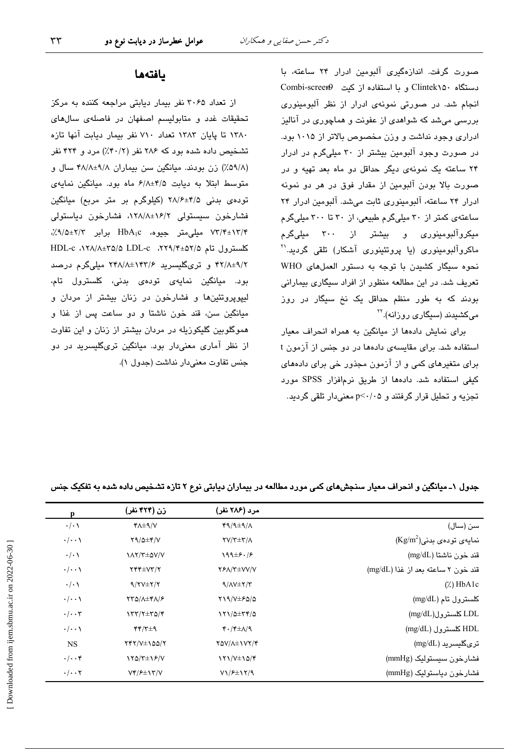صورت گرفت. اندازه‌گیری آلبومین ادرار ۲۴ ساعته، با دستگاه Clintek۱۵۰ و با استفاده از کیت Combi-screen9 انجام شد. در صورتی نمونه‌ی ادرار از نظر آلبومینوری بررسی می‌شد که شواهدی از عفونت و هماچوری در آنالیز ادراری وجود نداشت و وزن مخصوص بالاتر از ۱۰۱۵ بود. در صورت وجود آلبومین بیشتر از ۳۰ میلی‌گرم در ادرار ۲۴ ساعته یک نمونه‌ی دیگر حداقل دو ماه بعد تهیه و در صورت بالا بودن آلبومین از مقدار فوق در هر دو نمونه ادرار ۲۴ ساعته، آلبومینوری ثابت می‌شد. آلبومین ادرار ۲۴ ساعته‌ی کمتر از ۳۰ میلی‌گرم طبیعی، از ۳۰ تا ۳۰۰ میلی‌گرم میکروآلبومینوری و بیشتر از ۳۰۰ میلی‌گرم ماکروآلبومینوری (یا پروتئینوری آشکار) تلقی گردید.[۲۱] نحوه سیگار کشیدن با توجه به دستور العمل‌های WHO تعریف شد. در این مطالعه منظور از افراد سیگاری بیمارانی بودند که به طور منظم حداقل یک نخ سیگار در روز می‌کشیدند (سیگاری روزانه).[۲۲]

برای نمایش داده‌ها از میانگین به همراه انحراف معیار استفاده شد. برای مقایسه‌ی داده‌ها در دو جنس از آزمون t برای متغیرهای کمی و از آزمون مجذور خی برای داده‌های کیفی استفاده شد. داده‌ها از طریق نرم‌افزار SPSS مورد تجزیه و تحلیل قرار گرفتند و p<۰/۰۵ معنی‌دار تلقی گردید.

## یافته‌ها

از تعداد ۳۰۶۵ نفر بیمار دیابتی مراجعه کننده به مرکز تحقیقات غدد و متابولیسم اصفهان در فاصله‌ی سال‌های ۱۳۸۰ تا پایان ۱۳۸۳ تعداد ۷۱۰ نفر بیمار دیابت آنها تازه تشخیص داده شده بود که ۲۸۶ نفر (۴۰/۲٪) مرد و ۴۲۴ نفر (۵۹/۸٪) زن بودند. میانگین سن بیماران ۹/۸±۴۸/۸ سال و متوسط ابتلا به دیابت ۴/۵±۶/۸ ماه بود. میانگین نمایه‌ی توده‌ی بدنی ۴/۵±۲۸/۶ (کیلوگرم بر متر مربع) میانگین فشارخون سیستولی ۱۶/۲±۱۲۸/۸، فشارخون دیاستولی ۱۳/۴±۷۳/۴ میلی‌متر جیوه، $HbA_1c$ برابر ۲/۳±۹/۵٪، کلسترول تام ۵۲/۵±۲۲۹/۴، LDL-c ۳۵/۵±۱۲۸/۸، HDL-c ۹/۲±۴۲/۸ و تری‌گلیسرید ۱۴۳/۶±۲۴۸/۸ میلی‌گرم درصد بود. میانگین نمایه‌ی توده‌ی بدنی، کلسترول تام، لیپوپروتئین‌ها و فشارخون در زنان بیشتر از مردان و میانگین سن، قند خون ناشتا و دو ساعت پس از غذا و هموگلوبین گلیکوزیله در مردان بیشتر از زنان و این تفاوت از نظر آماری معنی‌دار بود. میانگین تری‌گلیسرید در دو جنس تفاوت معنی‌دار نداشت (جدول ۱).

جدول ۱ـ میانگین و انحراف معیار سنجش‌های کمی مورد مطالعه در بیماران دیابتی نوع ۲ تازه تشخیص داده شده به تفکیک جنس

| | مرد (۲۸۶ نفر) | زن (۴۲۴ نفر) | p |
|---|---|---|---|
| سن (سال) | ۴۹/۹±۹/۸ | ۴۸±۹/۷ | ۰/۰۱ |
| نمایه‌ی توده‌ی بدنی($Kg/m^2$) | ۲۷/۳±۳/۸ | ۲۹/۵±۴/۷ | ۰/۰۰۱ |
| قند خون ناشتا (mg/dL) | ۱۹۹±۶۰/۶ | ۱۸۲/۳±۵۷/۷ | ۰/۰۱ |
| قند خون ۲ ساعته بعد از غذا (mg/dL) | ۲۶۸/۳±۷۷/۷ | ۲۴۴±۷۳/۲ | ۰/۰۰۱ |
| HbA1c (٪) | ۹/۸۷±۲/۳ | ۹/۲۷±۲/۲ | ۰/۰۱ |
| کلسترول تام (mg/dL) | ۲۱۹/۷±۶۵/۵ | ۲۳۵/۸±۴۸/۶ | ۰/۰۰۱ |
| LDL کلسترول(mg/dL) | ۱۲۱/۵±۳۴/۵ | ۱۳۳/۲±۳۵/۴ | ۰/۰۰۳ |
| HDL کلسترول (mg/dL) | ۴۰/۴±۸/۹ | ۴۴/۳±۹ | ۰/۰۰۱ |
| تری‌گلیسرید (mg/dL) | ۲۵۷/۸±۱۷۲/۴ | ۲۴۲/۷±۱۵۵/۲ | NS |
| فشارخون سیستولیک (mmHg) | ۱۲۱/۷±۱۵/۴ | ۱۲۵/۳±۱۶/۷ | ۰/۰۰۴ |
| فشارخون دیاستولیک (mmHg) | ۷۱/۶±۱۲/۹ | ۷۴/۶±۱۳/۷ | ۰/۰۰۲ |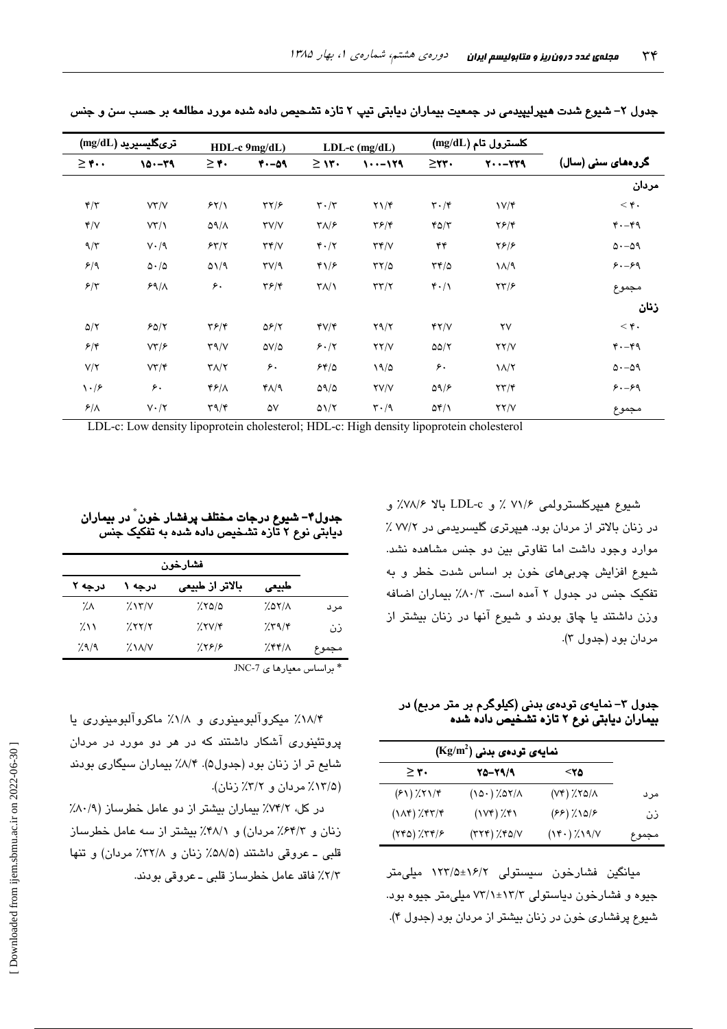جدول ۲- شیوع شدت هیپرلیپیدمی در جمعیت بیماران دیابتی تیپ ۲ تازه تشخیص داده شده مورد مطالعه بر حسب سن و جنس

| گروه‌های سنی (سال) | کلسترول تام (mg/dL) | | LDL-c (mg/dL) | | HDL-c 9mg/dL) | | تری‌گلیسرید (mg/dL) | |
|---|---|---|---|---|---|---|---|---|
| | ۲۰۰-۲۳۹ | ≥۲۳۰ | ۱۰۰-۱۲۹ | ≥ ۱۳۰ | ۴۰-۵۹ | ≥ ۴۰ | ۱۵۰-۳۹ | ≥ ۴۰۰ |
| **مردان** | | | | | | | | |
| < ۴۰ | ۱۷/۴ | ۳۰/۴ | ۲۱/۴ | ۳۰/۳ | ۳۲/۶ | ۶۲/۱ | ۷۳/۷ | ۴/۳ |
| ۴۰-۴۹ | ۲۶/۴ | ۴۵/۳ | ۳۶/۴ | ۳۸/۶ | ۳۷/۷ | ۵۹/۸ | ۷۳/۱ | ۴/۷ |
| ۵۰-۵۹ | ۲۶/۶ | ۴۴ | ۳۴/۷ | ۴۰/۲ | ۳۴/۷ | ۶۳/۲ | ۷۰/۹ | ۹/۳ |
| ۶۰-۶۹ | ۱۸/۹ | ۳۴/۵ | ۳۲/۵ | ۴۱/۶ | ۳۷/۹ | ۵۱/۹ | ۵۰/۵ | ۶/۹ |
| مجموع | ۲۳/۶ | ۴۰/۱ | ۳۳/۲ | ۳۸/۱ | ۳۶/۴ | ۶۰ | ۶۹/۸ | ۶/۳ |
| **زنان** | | | | | | | | |
| < ۴۰ | ۲۷ | ۴۲/۷ | ۲۹/۲ | ۴۷/۴ | ۵۶/۲ | ۳۶/۴ | ۶۵/۲ | ۵/۲ |
| ۴۰-۴۹ | ۲۲/۷ | ۵۵/۲ | ۲۲/۷ | ۶۰/۲ | ۵۷/۵ | ۳۹/۷ | ۷۳/۶ | ۶/۴ |
| ۵۰-۵۹ | ۱۸/۲ | ۶۰ | ۱۹/۵ | ۶۴/۵ | ۶۰ | ۳۸/۲ | ۷۳/۴ | ۷/۲ |
| ۶۰-۶۹ | ۲۳/۴ | ۵۹/۶ | ۲۷/۷ | ۵۹/۵ | ۴۸/۹ | ۴۶/۸ | ۶۰ | ۱۰/۶ |
| مجموع | ۲۲/۷ | ۵۴/۱ | ۳۰/۹ | ۵۱/۲ | ۵۷ | ۳۹/۴ | ۷۰/۲ | ۶/۸ |

LDL-c: Low density lipoprotein cholesterol; HDL-c: High density lipoprotein cholesterol

شیوع هیپرکلسترولمی ۷۱/۶ ٪ و LDL-c بالا ۷۸/۶٪ و در زنان بالاتر از مردان بود. هیپرتری گلیسریدمی در ۷۷/۲ ٪ موارد وجود داشت اما تفاوتی بین دو جنس مشاهده نشد. شیوع افزایش چربی‌های خون بر اساس شدت خطر و به تفکیک جنس در جدول ۲ آمده است. ۸۰/۳٪ بیماران اضافه وزن داشتند یا چاق بودند و شیوع آنها در زنان بیشتر از مردان بود (جدول ۳).

جدول ۳- نمایه‌ی توده‌ی بدنی (کیلوگرم بر متر مربع) در بیماران دیابتی نوع ۲ تازه تشخیص داده شده

| | نمایه‌ی توده‌ی بدنی (Kg/m²) | | |
|---|---|---|---|
| | <۲۵ | ۲۵-۲۹/۹ | ≥ ۳۰ |
| مرد | (۷۴) ٪۲۵/۸ | (۱۵۰) ٪۵۲/۸ | (۶۱) ٪۲۱/۴ |
| زن | (۶۶) ٪۱۵/۶ | (۱۷۴) ٪۴۱ | (۱۸۴) ٪۴۳/۴ |
| مجموع | (۱۴۰) ٪۱۹/۷ | (۳۲۴) ٪۴۵/۷ | (۲۴۵) ٪۳۴/۶ |

میانگین فشارخون سیستولی ۱۶/۲±۱۲۳/۵ میلی‌متر جیوه و فشارخون دیاستولی ۱۳/۳±۷۳/۱ میلی‌متر جیوه بود. شیوع پرفشاری خون در زنان بیشتر از مردان بود (جدول ۴).

جدول۴- شیوع درجات مختلف پرفشار خون* در بیماران دیابتی نوع ۲ تازه تشخیص داده شده به تفکیک جنس

| | فشارخون | | | |
|---|---|---|---|---|
| | طبیعی | بالاتر از طبیعی | درجه ۱ | درجه ۲ |
| مرد | ٪۵۲/۸ | ٪۲۵/۵ | ٪۱۳/۷ | ٪۸ |
| زن | ٪۳۹/۴ | ٪۲۷/۴ | ٪۲۲/۲ | ٪۱۱ |
| مجموع | ٪۴۴/۸ | ٪۲۶/۶ | ٪۱۸/۷ | ٪۹/۹ |

* براساس معیارها ی JNC-7

۱۸/۴٪ میکروآلبومینوری و ۱/۸٪ ماکروآلبومینوری یا پروتئینوری آشکار داشتند که در هر دو مورد در مردان شایع تر از زنان بود (جدول۵). ۸/۴٪ بیماران سیگاری بودند (۱۳/۵٪ مردان و ۳/۲٪ زنان).

در کل، ۷۴/۲٪ بیماران بیشتر از دو عامل خطرساز (۸۰/۹٪ زنان و ۶۴/۳٪ مردان) و ۴۸/۱٪ بیشتر از سه عامل خطرساز قلبی ـ عروقی داشتند (۵۸/۵٪ زنان و ۳۲/۸٪ مردان) و تنها ۲/۳٪ فاقد عامل خطرساز قلبی ـ عروقی بودند.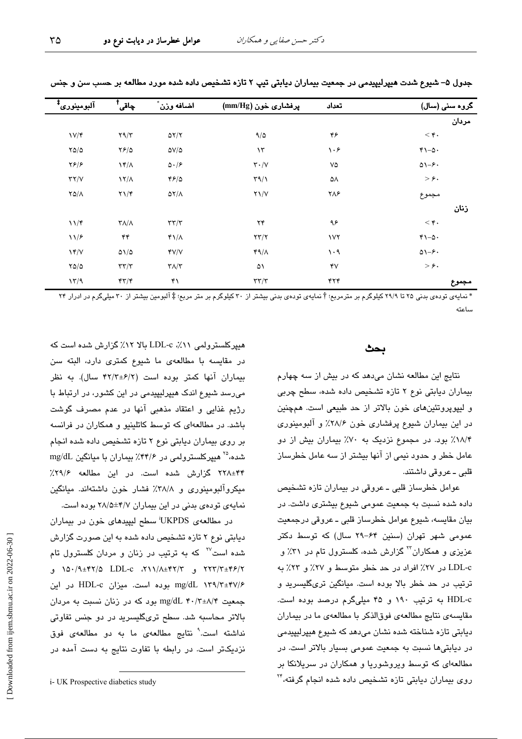جدول ۵- شیوع شدت هیپرلیپیدمی در جمعیت بیماران دیابتی تیپ ۲ تازه تشخیص داده شده مورد مطالعه بر حسب سن و جنس

| گروه سنی (سال) | تعداد | پرفشاری خون (mm/Hg) | اضافه وزن* | چاقی† | آلبومینوری‡ |
|---|---|---|---|---|---|
| **مردان** | | | | | |
| < ۴۰ | ۴۶ | ۹/۵ | ۵۲/۲ | ۲۹/۳ | ۱۷/۴ |
| ۴۱–۵۰ | ۱۰۶ | ۱۳ | ۵۷/۵ | ۲۶/۵ | ۲۵/۵ |
| ۵۱–۶۰ | ۷۵ | ۳۰/۷ | ۵۰/۶ | ۱۴/۸ | ۲۶/۶ |
| > ۶۰ | ۵۸ | ۳۹/۱ | ۴۶/۵ | ۱۲/۸ | ۳۲/۷ |
| مجموع | ۲۸۶ | ۲۱/۷ | ۵۲/۸ | ۲۱/۴ | ۲۵/۸ |
| **زنان** | | | | | |
| < ۴۰ | ۹۶ | ۲۴ | ۳۳/۳ | ۳۸/۸ | ۱۱/۴ |
| ۴۱–۵۰ | ۱۷۲ | ۲۳/۲ | ۴۱/۸ | ۴۴ | ۱۱/۶ |
| ۵۱–۶۰ | ۱۰۹ | ۴۹/۸ | ۴۷/۷ | ۵۱/۵ | ۱۴/۷ |
| > ۶۰ | ۴۷ | ۵۱ | ۳۸/۳ | ۳۳/۳ | ۲۵/۵ |
| **مجموع** | ۴۲۴ | ۳۳/۳ | ۴۱ | ۴۳/۴ | ۱۳/۹ |

* نمایه‌ی توده‌ی بدنی ۲۵ تا ۲۹/۹ کیلوگرم بر مترمربع؛ † نمایه‌ی توده‌ی بدنی بیشتر از ۳۰ کیلوگرم بر متر مربع؛ ‡ آلبومین بیشتر از ۳۰ میلی‌گرم در ادرار ۲۴ ساعته

## بحث

نتایج این مطالعه نشان می‌دهد که در بیش از سه چهارم بیماران دیابتی نوع ۲ تازه تشخیص داده شده، سطح چربی و لیپوپروتئین‌های خون بالاتر از حد طبیعی است. همچنین در این بیماران شیوع پرفشاری خون ۲۸/۶٪ و آلبومینوری ۱۸/۴٪ بود. در مجموع نزدیک به ۷۰٪ بیماران بیش از دو عامل خطر و حدود نیمی از آنها بیشتر از سه عامل خطرساز قلبی ـ عروقی داشتند.

عوامل خطرساز قلبی ـ عروقی در بیماران تازه تشخیص داده شده نسبت به جمعیت عمومی شیوع بیشتری داشت. در بیان مقایسه، شیوع عوامل خطرساز قلبی ـ عروقی درجمعیت عمومی شهر تهران (سنین ۶۴–۲۹ سال) که توسط دکتر عزیزی و همکاران[۲۳] گزارش شده، کلسترول تام در ۳۱٪ و LDL-c در ۲۷٪ افراد در حد خطر متوسط و ۲۷٪ و ۲۳٪ به ترتیب در حد خطر بالا بوده است. میانگین تری‌گلیسرید و HDL-c به ترتیب ۱۹۰ و ۴۵ میلی‌گرم درصد بوده است. مقایسه‌ی نتایج مطالعه‌ی فوق‌الذکر با مطالعه‌ی ما در بیماران دیابتی تازه شناخته شده نشان می‌دهد که شیوع هیپرلیپیدمی در دیابتی‌ها نسبت به جمعیت عمومی بسیار بالاتر است. در مطالعه‌ای که توسط ویروشوریا و همکاران در سریلانکا بر روی بیماران دیابتی تازه تشخیص داده شده انجام گرفته،[۲۴] هیپرکلسترولمی ۱۱٪، LDL-c بالا ۱۲٪ گزارش شده است که در مقایسه با مطالعه‌ی ما شیوع کمتری دارد، البته سن بیماران آنها کمتر بوده است (۶/۲±۴۲/۳ سال). به نظر می‌رسد شیوع اندک هیپرلیپیدمی در این کشور، در ارتباط با رژیم غذایی و اعتقاد مذهبی آنها در عدم مصرف گوشت باشد. در مطالعه‌ای که توسط کاتلینو و همکاران در فرانسه بر روی بیماران دیابتی نوع ۲ تازه تشخیص داده شده انجام شده،[۲۵] هیپرکلسترولمی در ۴۴/۶٪ بیماران با میانگین mg/dL ۴۴±۲۲۸ گزارش شده است. در این مطالعه ۲۹/۶٪ میکروآلبومینوری و ۳۸/۸٪ فشار خون داشته‌اند. میانگین نمایه‌ی توده‌ی بدنی در این بیماران ۴/۷±۲۸/۵ بوده است.

در مطالعه‌ی UKPDS[i] سطح لیپیدهای خون در بیماران دیابتی نوع ۲ تازه تشخیص داده شده به این صورت گزارش شده است[۲۷] که به ترتیب در زنان و مردان کلسترول تام ۴۶/۲±۲۲۳/۳ و ۴۲/۳±۲۱۱/۸، LDL-c ۴۲/۵±۱۵۰/۹ و ۴۷/۶±۱۳۹/۳ mg/dL بوده است. میزان HDL-c در این جمعیت ۸/۴±۴۰/۳ mg/dL بود که در زنان نسبت به مردان بالاتر محاسبه شد. سطح تری‌گلیسرید در دو جنس تفاوتی نداشته است.[۹] نتایج مطالعه‌ی ما با دو مطالعه‌ی فوق نزدیک‌تر است. در رابطه با تفاوت نتایج به دست آمده در

i- UK Prospective diabetics study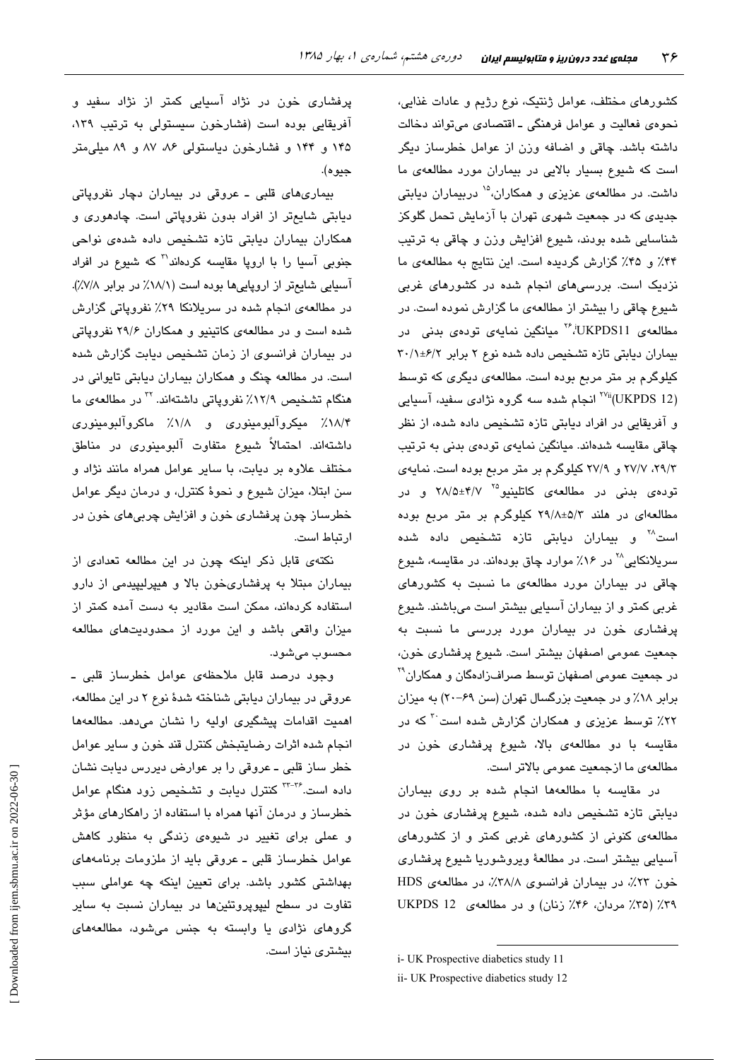کشورهای مختلف، عوامل ژنتیک، نوع رژیم و عادات غذایی، نحوه‌ی فعالیت و عوامل فرهنگی ـ اقتصادی می‌تواند دخالت داشته باشد. چاقی و اضافه وزن از عوامل خطرساز دیگر است که شیوع بسیار بالایی در بیماران مورد مطالعه‌ی ما داشت. در مطالعه‌ی عزیزی و همکاران،[۱۵] دربیماران دیابتی جدیدی که در جمعیت شهری تهران با آزمایش تحمل گلوکز شناسایی شده بودند، شیوع افزایش وزن و چاقی به ترتیب ۴۴٪ و ۴۵٪ گزارش گردیده است. این نتایج به مطالعه‌ی ما نزدیک است. بررسی‌های انجام شده در کشورهای غربی شیوع چاقی را بیشتر از مطالعه‌ی ما گزارش نموده است. در مطالعه‌ی UKPDS11[i]،[۲۶] میانگین نمایه‌ی توده‌ی بدنی در بیماران دیابتی تازه تشخیص داده شده نوع ۲ برابر ۶/۲±۳۰/۱ کیلوگرم بر متر مربع بوده است. مطالعه‌ی دیگری که توسط (UKPDS 12)[ii][۲۷] انجام شده سه گروه نژادی سفید، آسیایی و آفریقایی در افراد دیابتی تازه تشخیص داده شده، از نظر چاقی مقایسه شده‌اند. میانگین نمایه‌ی توده‌ی بدنی به ترتیب ۲۹/۳، ۲۷/۷ و ۲۷/۹ کیلوگرم بر متر مربع بوده است. نمایه‌ی توده‌ی بدنی در مطالعه‌ی کاتلینیو[۲۵] ۴/۷±۲۸/۵ و در مطالعه‌ای در هلند ۵/۳±۲۹/۸ کیلوگرم بر متر مربع بوده است[۲۸] و بیماران دیابتی تازه تشخیص داده شده سریلانکایی[۲۸] در ۱۶٪ موارد چاق بوده‌اند. در مقایسه، شیوع چاقی در بیماران مورد مطالعه‌ی ما نسبت به کشورهای غربی کمتر و از بیماران آسیایی بیشتر است می‌باشند. شیوع پرفشاری خون در بیماران مورد بررسی ما نسبت به جمعیت عمومی اصفهان بیشتر است. شیوع پرفشاری خون، در جمعیت عمومی اصفهان توسط صراف‌زادگان و همکاران[۲۹] برابر ۱۸٪ و در جمعیت بزرگسال تهران (سن ۶۹-۲۰) به میزان ۲۲٪ توسط عزیزی و همکاران گزارش شده است[۳۰] که در مقایسه با دو مطالعه‌ی بالا، شیوع پرفشاری خون در مطالعه‌ی ما ازجمعیت عمومی بالاتر است.

در مقایسه با مطالعه‌ها انجام شده بر روی بیماران دیابتی تازه تشخیص داده شده، شیوع پرفشاری خون در مطالعه‌ی کنونی از کشورهای غربی کمتر و از کشورهای آسیایی بیشتر است. در مطالعهٔ ویروشوریا شیوع پرفشاری خون ۲۳٪، در بیماران فرانسوی ۳۸/۸٪، در مطالعه‌ی HDS ۳۹٪ (۳۵٪ مردان، ۴۶٪ زنان) و در مطالعه‌ی UKPDS 12 پرفشاری خون در نژاد آسیایی کمتر از نژاد سفید و آفریقایی بوده است (فشارخون سیستولی به ترتیب ۱۳۹، ۱۴۵ و ۱۴۴ و فشارخون دیاستولی ۸۶، ۸۷ و ۸۹ میلی‌متر جیوه).

بیماری‌های قلبی ـ عروقی در بیماران دچار نفروپاتی دیابتی شایع‌تر از افراد بدون نفروپاتی است. چادهوری و همکاران بیماران دیابتی تازه تشخیص داده شده‌ی نواحی جنوبی آسیا را با اروپا مقایسه کرده‌اند[۳۱] که شیوع در افراد آسیایی شایع‌تر از اروپایی‌ها بوده است (۱۸/۱٪ در برابر ۷/۸٪). در مطالعه‌ی انجام شده در سریلانکا ۲۹٪ نفروپاتی گزارش شده است و در مطالعه‌ی کاتینیو و همکاران ۲۹/۶ نفروپاتی در بیماران فرانسوی از زمان تشخیص دیابت گزارش شده است. در مطالعه چنگ و همکاران بیماران دیابتی تایوانی در هنگام تشخیص ۱۲/۹٪ نفروپاتی داشته‌اند.[۳۲] در مطالعه‌ی ما ۱۸/۴٪ میکروآلبومینوری و ۱/۸٪ ماکروآلبومینوری داشته‌اند. احتمالاً شیوع متفاوت آلبومینوری در مناطق مختلف علاوه بر دیابت، با سایر عوامل همراه مانند نژاد و سن ابتلا، میزان شیوع و نحوهٔ کنترل، و درمان دیگر عوامل خطرساز چون پرفشاری خون و افزایش چربی‌های خون در ارتباط است.

نکته‌ی قابل ذکر اینکه چون در این مطالعه تعدادی از بیماران مبتلا به پرفشاری‌خون بالا و هیپرلیپیدمی از دارو استفاده کرده‌اند، ممکن است مقادیر به دست آمده کمتر از میزان واقعی باشد و این مورد از محدودیت‌های مطالعه محسوب می‌شود.

وجود درصد قابل ملاحظه‌ی عوامل خطرساز قلبی ـ عروقی در بیماران دیابتی شناخته شدهٔ نوع ۲ در این مطالعه، اهمیت اقدامات پیشگیری اولیه را نشان می‌دهد. مطالعه‌ها انجام شده اثرات رضایتبخش کنترل قند خون و سایر عوامل خطر ساز قلبی ـ عروقی را بر عوارض دیررس دیابت نشان داده است.[۳۶-۳۳] کنترل دیابت و تشخیص زود هنگام عوامل خطرساز و درمان آنها همراه با استفاده از راهکارهای مؤثر و عملی برای تغییر در شیوه‌ی زندگی به منظور کاهش عوامل خطرساز قلبی ـ عروقی باید از ملزومات برنامه‌های بهداشتی کشور باشد. برای تعیین اینکه چه عواملی سبب تفاوت در سطح لیپوپروتئین‌ها در بیماران نسبت به سایر گروه‌های نژادی یا وابسته به جنس می‌شود، مطالعه‌های بیشتری نیاز است.

---

i- UK Prospective diabetics study 11

ii- UK Prospective diabetics study 12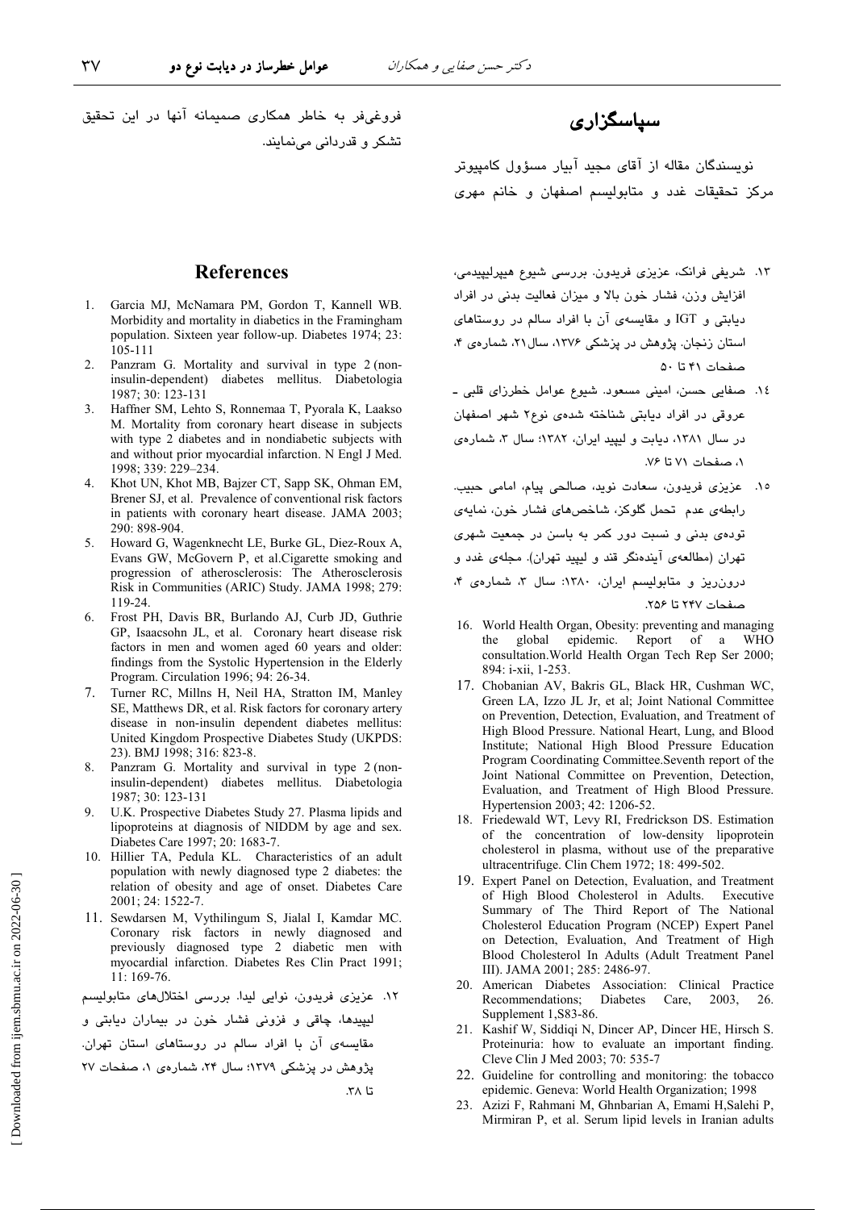## سپاسگزاری

نویسندگان مقاله از آقای مجید آبیار مسؤول کامپیوتر مرکز تحقیقات غدد و متابولیسم اصفهان و خانم مهری فروغی‌فر به خاطر همکاری صمیمانه آنها در این تحقیق تشکر و قدردانی می‌نمایند.

## References

1. Garcia MJ, McNamara PM, Gordon T, Kannell WB. Morbidity and mortality in diabetics in the Framingham population. Sixteen year follow-up. Diabetes 1974; 23: 105-111
2. Panzram G. Mortality and survival in type 2 (non-insulin-dependent) diabetes mellitus. Diabetologia 1987; 30: 123-131
3. Haffner SM, Lehto S, Ronnemaa T, Pyorala K, Laakso M. Mortality from coronary heart disease in subjects with type 2 diabetes and in nondiabetic subjects with and without prior myocardial infarction. N Engl J Med. 1998; 339: 229–234.
4. Khot UN, Khot MB, Bajzer CT, Sapp SK, Ohman EM, Brener SJ, et al. Prevalence of conventional risk factors in patients with coronary heart disease. JAMA 2003; 290: 898-904.
5. Howard G, Wagenknecht LE, Burke GL, Diez-Roux A, Evans GW, McGovern P, et al.Cigarette smoking and progression of atherosclerosis: The Atherosclerosis Risk in Communities (ARIC) Study. JAMA 1998; 279: 119-24.
6. Frost PH, Davis BR, Burlando AJ, Curb JD, Guthrie GP, Isaacsohn JL, et al. Coronary heart disease risk factors in men and women aged 60 years and older: findings from the Systolic Hypertension in the Elderly Program. Circulation 1996; 94: 26-34.
7. Turner RC, Millns H, Neil HA, Stratton IM, Manley SE, Matthews DR, et al. Risk factors for coronary artery disease in non-insulin dependent diabetes mellitus: United Kingdom Prospective Diabetes Study (UKPDS: 23). BMJ 1998; 316: 823-8.
8. Panzram G. Mortality and survival in type 2 (non-insulin-dependent) diabetes mellitus. Diabetologia 1987; 30: 123-131
9. U.K. Prospective Diabetes Study 27. Plasma lipids and lipoproteins at diagnosis of NIDDM by age and sex. Diabetes Care 1997; 20: 1683-7.
10. Hillier TA, Pedula KL. Characteristics of an adult population with newly diagnosed type 2 diabetes: the relation of obesity and age of onset. Diabetes Care 2001; 24: 1522-7.
11. Sewdarsen M, Vythilingum S, Jialal I, Kamdar MC. Coronary risk factors in newly diagnosed and previously diagnosed type 2 diabetic men with myocardial infarction. Diabetes Res Clin Pract 1991; 11: 169-76.

۱۲. عزیزی فریدون، نوایی لیدا. بررسی اختلال‌های متابولیسم لیپیدها، چاقی و فزونی فشار خون در بیماران دیابتی و مقایسه‌ی آن با افراد سالم در روستاهای استان تهران. پژوهش در پزشکی ۱۳۷۹؛ سال ۲۴، شماره‌ی ۱، صفحات ۲۷ تا ۳۸.

۱۳. شریفی فرانک، عزیزی فریدون. بررسی شیوع هیپرلیپیدمی، افزایش وزن، فشار خون بالا و میزان فعالیت بدنی در افراد دیابتی و IGT و مقایسه‌ی آن با افراد سالم در روستاهای استان زنجان. پژوهش در پزشکی ۱۳۷۶، سال۲۱، شماره‌ی ۴، صفحات ۴۱ تا ۵۰

۱٤. صفایی حسن، امینی مسعود. شیوع عوامل خطرزای قلبی ـ عروقی در افراد دیابتی شناخته شده‌ی نوع۲ شهر اصفهان در سال ۱۳۸۱، دیابت و لیپید ایران، ۱۳۸۲؛ سال ۳، شماره‌ی ۱، صفحات ۷۱ تا ۷۶.

۱۵. عزیزی فریدون، سعادت نوید، صالحی پیام، امامی حبیب. رابطه‌ی عدم تحمل گلوکز، شاخص‌های فشار خون، نمایه‌ی توده‌ی بدنی و نسبت دور کمر به باسن در جمعیت شهری تهران (مطالعه‌ی آینده‌نگر قند و لیپید تهران). مجله‌ی غدد و درون‌ریز و متابولیسم ایران، ۱۳۸۰: سال ۳، شماره‌ی ۴، صفحات ۲۴۷ تا ۲۵۶.

16. World Health Organ, Obesity: preventing and managing the global epidemic. Report of a WHO consultation.World Health Organ Tech Rep Ser 2000; 894: i-xii, 1-253.
17. Chobanian AV, Bakris GL, Black HR, Cushman WC, Green LA, Izzo JL Jr, et al; Joint National Committee on Prevention, Detection, Evaluation, and Treatment of High Blood Pressure. National Heart, Lung, and Blood Institute; National High Blood Pressure Education Program Coordinating Committee.Seventh report of the Joint National Committee on Prevention, Detection, Evaluation, and Treatment of High Blood Pressure. Hypertension 2003; 42: 1206-52.
18. Friedewald WT, Levy RI, Fredrickson DS. Estimation of the concentration of low-density lipoprotein cholesterol in plasma, without use of the preparative ultracentrifuge. Clin Chem 1972; 18: 499-502.
19. Expert Panel on Detection, Evaluation, and Treatment of High Blood Cholesterol in Adults. Executive Summary of The Third Report of The National Cholesterol Education Program (NCEP) Expert Panel on Detection, Evaluation, And Treatment of High Blood Cholesterol In Adults (Adult Treatment Panel III). JAMA 2001; 285: 2486-97.
20. American Diabetes Association: Clinical Practice Recommendations; Diabetes Care, 2003, 26. Supplement 1,S83-86.
21. Kashif W, Siddiqi N, Dincer AP, Dincer HE, Hirsch S. Proteinuria: how to evaluate an important finding. Cleve Clin J Med 2003; 70: 535-7
22. Guideline for controlling and monitoring: the tobacco epidemic. Geneva: World Health Organization; 1998
23. Azizi F, Rahmani M, Ghnbarian A, Emami H,Salehi P, Mirmiran P, et al. Serum lipid levels in Iranian adults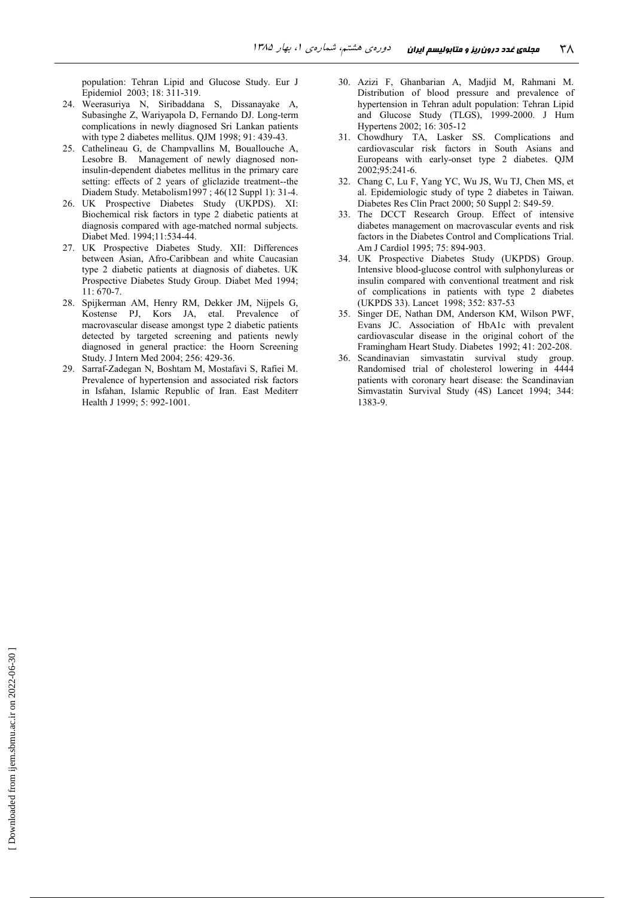population: Tehran Lipid and Glucose Study. Eur J Epidemiol 2003; 18: 311-319.

24. Weerasuriya N, Siribaddana S, Dissanayake A, Subasinghe Z, Wariyapola D, Fernando DJ. Long-term complications in newly diagnosed Sri Lankan patients with type 2 diabetes mellitus. QJM 1998; 91: 439-43.
25. Cathelineau G, de Champvallins M, Bouallouche A, Lesobre B. Management of newly diagnosed non-insulin-dependent diabetes mellitus in the primary care setting: effects of 2 years of gliclazide treatment--the Diadem Study. Metabolism1997 ; 46(12 Suppl 1): 31-4.
26. UK Prospective Diabetes Study (UKPDS). XI: Biochemical risk factors in type 2 diabetic patients at diagnosis compared with age-matched normal subjects. Diabet Med. 1994;11:534-44.
27. UK Prospective Diabetes Study. XII: Differences between Asian, Afro-Caribbean and white Caucasian type 2 diabetic patients at diagnosis of diabetes. UK Prospective Diabetes Study Group. Diabet Med 1994; 11: 670-7.
28. Spijkerman AM, Henry RM, Dekker JM, Nijpels G, Kostense PJ, Kors JA, etal. Prevalence of macrovascular disease amongst type 2 diabetic patients detected by targeted screening and patients newly diagnosed in general practice: the Hoorn Screening Study. J Intern Med 2004; 256: 429-36.
29. Sarraf-Zadegan N, Boshtam M, Mostafavi S, Rafiei M. Prevalence of hypertension and associated risk factors in Isfahan, Islamic Republic of Iran. East Mediterr Health J 1999; 5: 992-1001.
30. Azizi F, Ghanbarian A, Madjid M, Rahmani M. Distribution of blood pressure and prevalence of hypertension in Tehran adult population: Tehran Lipid and Glucose Study (TLGS), 1999-2000. J Hum Hypertens 2002; 16: 305-12
31. Chowdhury TA, Lasker SS. Complications and cardiovascular risk factors in South Asians and Europeans with early-onset type 2 diabetes. QJM 2002;95:241-6.
32. Chang C, Lu F, Yang YC, Wu JS, Wu TJ, Chen MS, et al. Epidemiologic study of type 2 diabetes in Taiwan. Diabetes Res Clin Pract 2000; 50 Suppl 2: S49-59.
33. The DCCT Research Group. Effect of intensive diabetes management on macrovascular events and risk factors in the Diabetes Control and Complications Trial. Am J Cardiol 1995; 75: 894-903.
34. UK Prospective Diabetes Study (UKPDS) Group. Intensive blood-glucose control with sulphonylureas or insulin compared with conventional treatment and risk of complications in patients with type 2 diabetes (UKPDS 33). Lancet 1998; 352: 837-53
35. Singer DE, Nathan DM, Anderson KM, Wilson PWF, Evans JC. Association of HbA1c with prevalent cardiovascular disease in the original cohort of the Framingham Heart Study. Diabetes 1992; 41: 202-208.
36. Scandinavian simvastatin survival study group. Randomised trial of cholesterol lowering in 4444 patients with coronary heart disease: the Scandinavian Simvastatin Survival Study (4S) Lancet 1994; 344: 1383-9.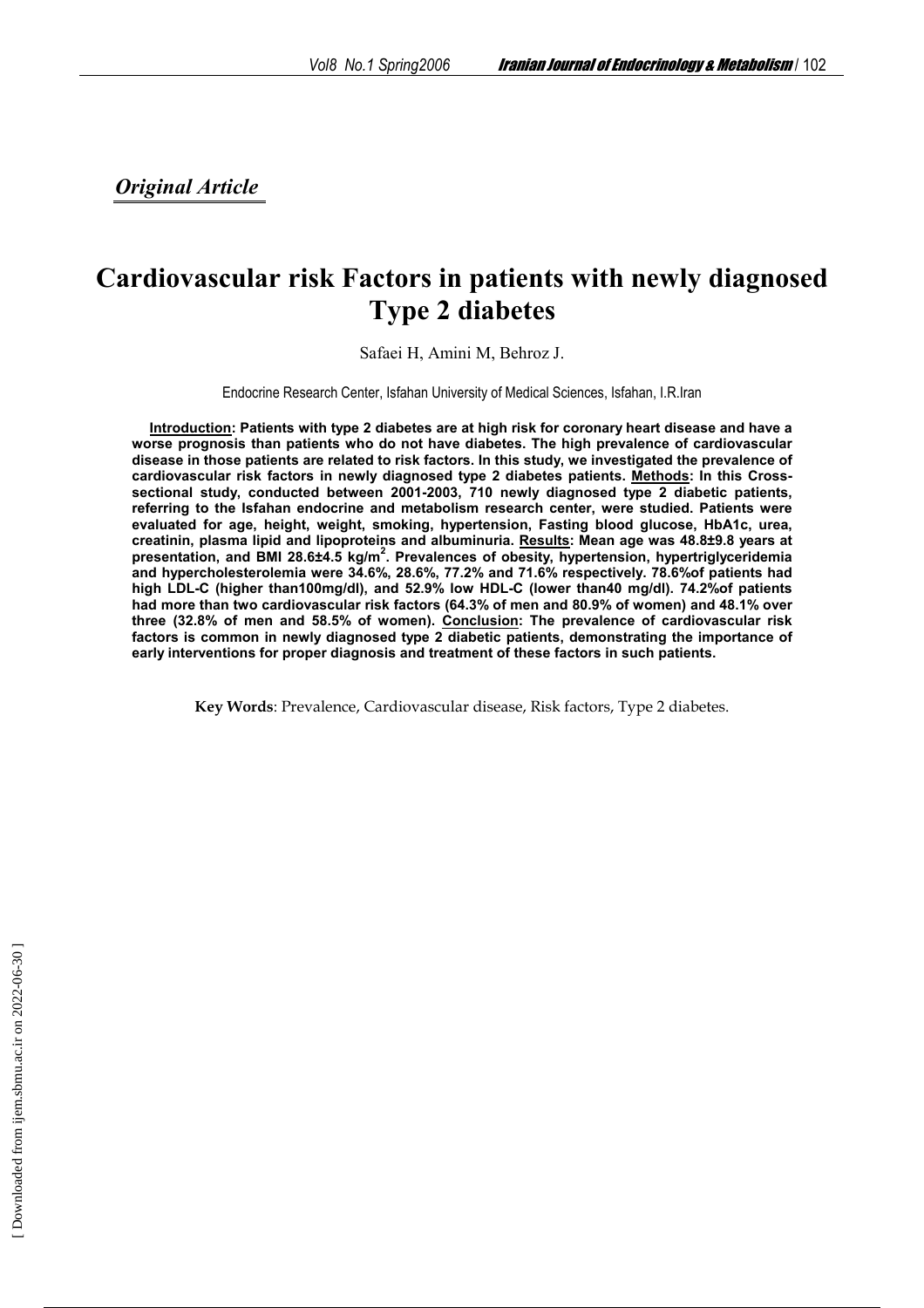*Original Article*

# Cardiovascular risk Factors in patients with newly diagnosed Type 2 diabetes

Safaei H, Amini M, Behroz J.

Endocrine Research Center, Isfahan University of Medical Sciences, Isfahan, I.R.Iran

**Introduction: Patients with type 2 diabetes are at high risk for coronary heart disease and have a worse prognosis than patients who do not have diabetes. The high prevalence of cardiovascular disease in those patients are related to risk factors. In this study, we investigated the prevalence of cardiovascular risk factors in newly diagnosed type 2 diabetes patients. Methods: In this Cross-sectional study, conducted between 2001-2003, 710 newly diagnosed type 2 diabetic patients, referring to the Isfahan endocrine and metabolism research center, were studied. Patients were evaluated for age, height, weight, smoking, hypertension, Fasting blood glucose, HbA1c, urea, creatinin, plasma lipid and lipoproteins and albuminuria. Results: Mean age was 48.8±9.8 years at presentation, and BMI 28.6±4.5 kg/m$^2$. Prevalences of obesity, hypertension, hypertriglyceridemia and hypercholesterolemia were 34.6%, 28.6%, 77.2% and 71.6% respectively. 78.6%of patients had high LDL-C (higher than100mg/dl), and 52.9% low HDL-C (lower than40 mg/dl). 74.2%of patients had more than two cardiovascular risk factors (64.3% of men and 80.9% of women) and 48.1% over three (32.8% of men and 58.5% of women). Conclusion: The prevalence of cardiovascular risk factors is common in newly diagnosed type 2 diabetic patients, demonstrating the importance of early interventions for proper diagnosis and treatment of these factors in such patients.**

**Key Words**: Prevalence, Cardiovascular disease, Risk factors, Type 2 diabetes.